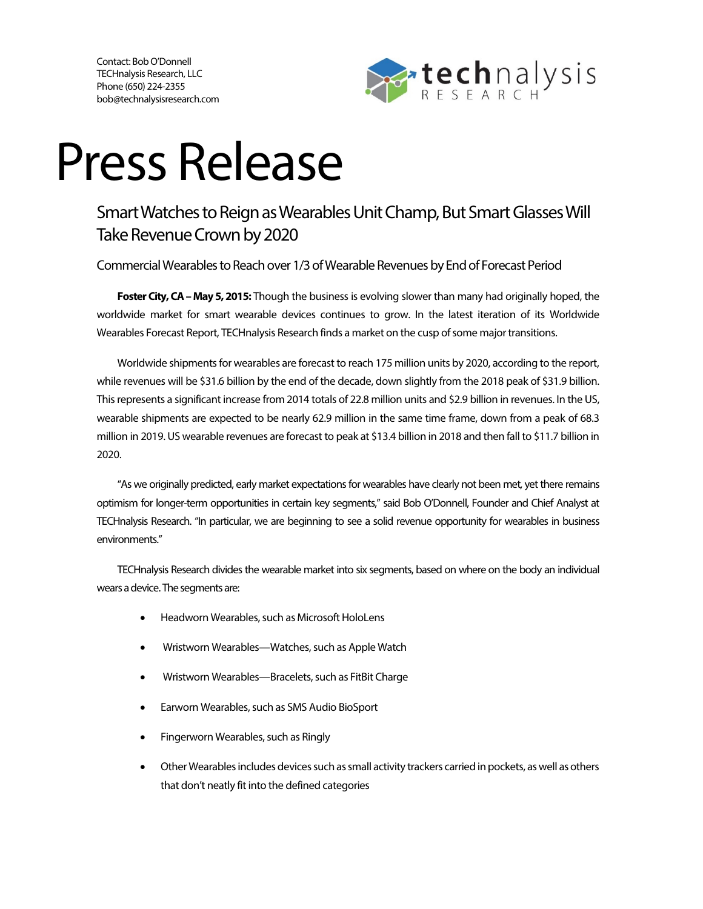Contact: Bob O'Donnell
TECHnalysis Research, LLC
Phone (650) 224-2355
bob@technalysisresearch.com

# Press Release

## Smart Watches to Reign as Wearables Unit Champ, But Smart Glasses Will Take Revenue Crown by 2020

### Commercial Wearables to Reach over 1/3 of Wearable Revenues by End of Forecast Period

**Foster City, CA – May 5, 2015:** Though the business is evolving slower than many had originally hoped, the worldwide market for smart wearable devices continues to grow. In the latest iteration of its Worldwide Wearables Forecast Report, TECHnalysis Research finds a market on the cusp of some major transitions.

Worldwide shipments for wearables are forecast to reach 175 million units by 2020, according to the report, while revenues will be $31.6 billion by the end of the decade, down slightly from the 2018 peak of $31.9 billion. This represents a significant increase from 2014 totals of 22.8 million units and $2.9 billion in revenues. In the US, wearable shipments are expected to be nearly 62.9 million in the same time frame, down from a peak of 68.3 million in 2019. US wearable revenues are forecast to peak at $13.4 billion in 2018 and then fall to $11.7 billion in 2020.

"As we originally predicted, early market expectations for wearables have clearly not been met, yet there remains optimism for longer-term opportunities in certain key segments," said Bob O'Donnell, Founder and Chief Analyst at TECHnalysis Research. "In particular, we are beginning to see a solid revenue opportunity for wearables in business environments."

TECHnalysis Research divides the wearable market into six segments, based on where on the body an individual wears a device. The segments are:

- Headworn Wearables, such as Microsoft HoloLens
- Wristworn Wearables—Watches, such as Apple Watch
- Wristworn Wearables—Bracelets, such as FitBit Charge
- Earworn Wearables, such as SMS Audio BioSport
- Fingerworn Wearables, such as Ringly
- Other Wearables includes devices such as small activity trackers carried in pockets, as well as others that don't neatly fit into the defined categories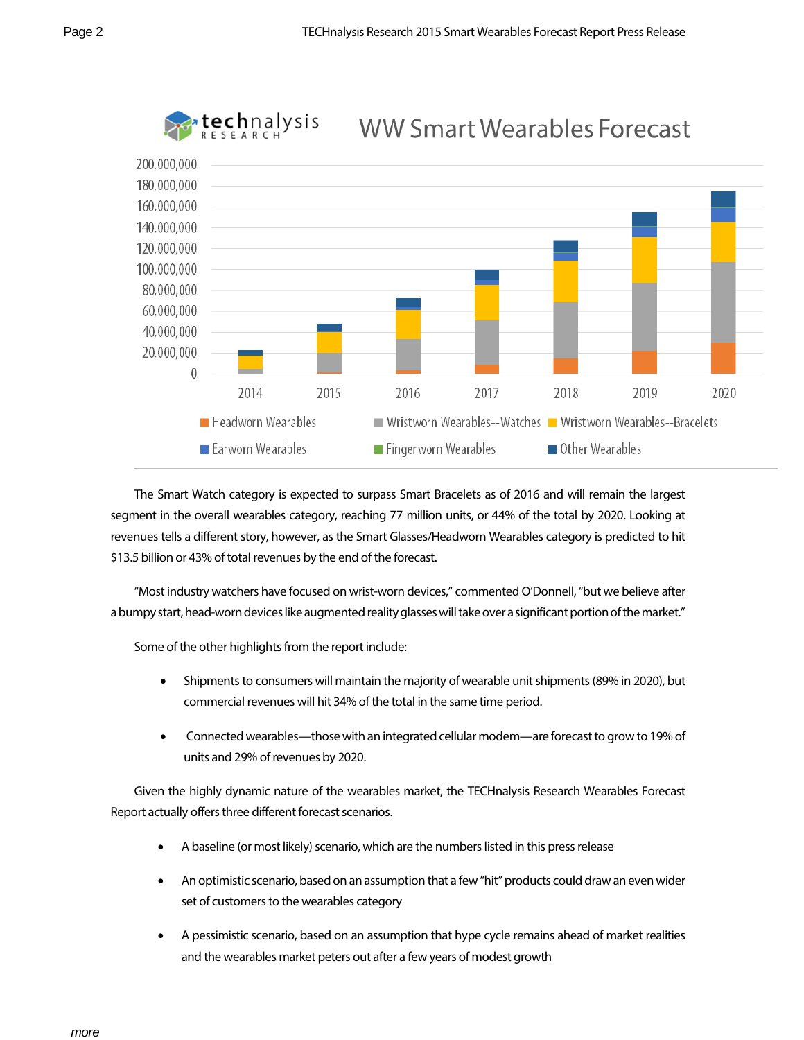WW Smart Wearables Forecast

The Smart Watch category is expected to surpass Smart Bracelets as of 2016 and will remain the largest segment in the overall wearables category, reaching 77 million units, or 44% of the total by 2020. Looking at revenues tells a different story, however, as the Smart Glasses/Headworn Wearables category is predicted to hit $13.5 billion or 43% of total revenues by the end of the forecast.

"Most industry watchers have focused on wrist-worn devices," commented O'Donnell, "but we believe after a bumpy start, head-worn devices like augmented reality glasses will take over a significant portion of the market."

Some of the other highlights from the report include:

- Shipments to consumers will maintain the majority of wearable unit shipments (89% in 2020), but commercial revenues will hit 34% of the total in the same time period.
- Connected wearables—those with an integrated cellular modem—are forecast to grow to 19% of units and 29% of revenues by 2020.

Given the highly dynamic nature of the wearables market, the TECHnalysis Research Wearables Forecast Report actually offers three different forecast scenarios.

- A baseline (or most likely) scenario, which are the numbers listed in this press release
- An optimistic scenario, based on an assumption that a few "hit" products could draw an even wider set of customers to the wearables category
- A pessimistic scenario, based on an assumption that hype cycle remains ahead of market realities and the wearables market peters out after a few years of modest growth

*more*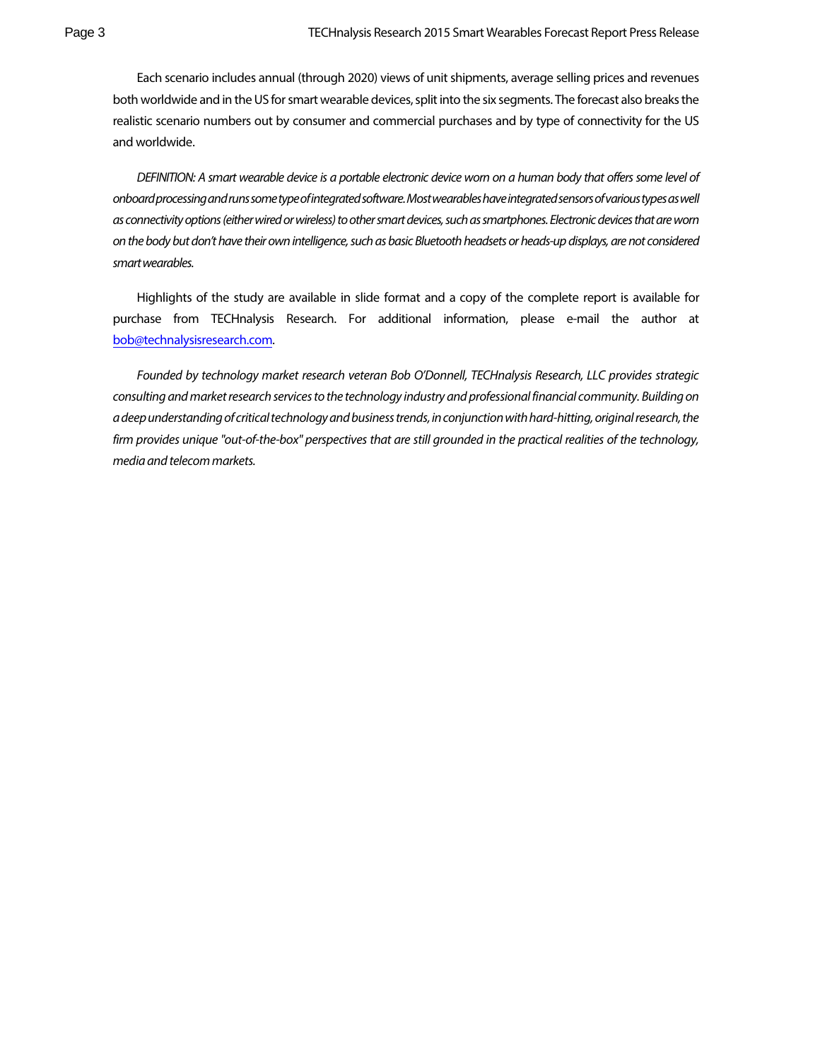Each scenario includes annual (through 2020) views of unit shipments, average selling prices and revenues both worldwide and in the US for smart wearable devices, split into the six segments. The forecast also breaks the realistic scenario numbers out by consumer and commercial purchases and by type of connectivity for the US and worldwide.

*DEFINITION: A smart wearable device is a portable electronic device worn on a human body that offers some level of onboard processing and runs some type of integrated software. Most wearables have integrated sensors of various types as well as connectivity options (either wired or wireless) to other smart devices, such as smartphones. Electronic devices that are worn on the body but don't have their own intelligence, such as basic Bluetooth headsets or heads-up displays, are not considered smart wearables.*

Highlights of the study are available in slide format and a copy of the complete report is available for purchase from TECHnalysis Research. For additional information, please e-mail the author at bob@technalysisresearch.com.

*Founded by technology market research veteran Bob O'Donnell, TECHnalysis Research, LLC provides strategic consulting and market research services to the technology industry and professional financial community. Building on a deep understanding of critical technology and business trends, in conjunction with hard-hitting, original research, the firm provides unique "out-of-the-box" perspectives that are still grounded in the practical realities of the technology, media and telecom markets.*